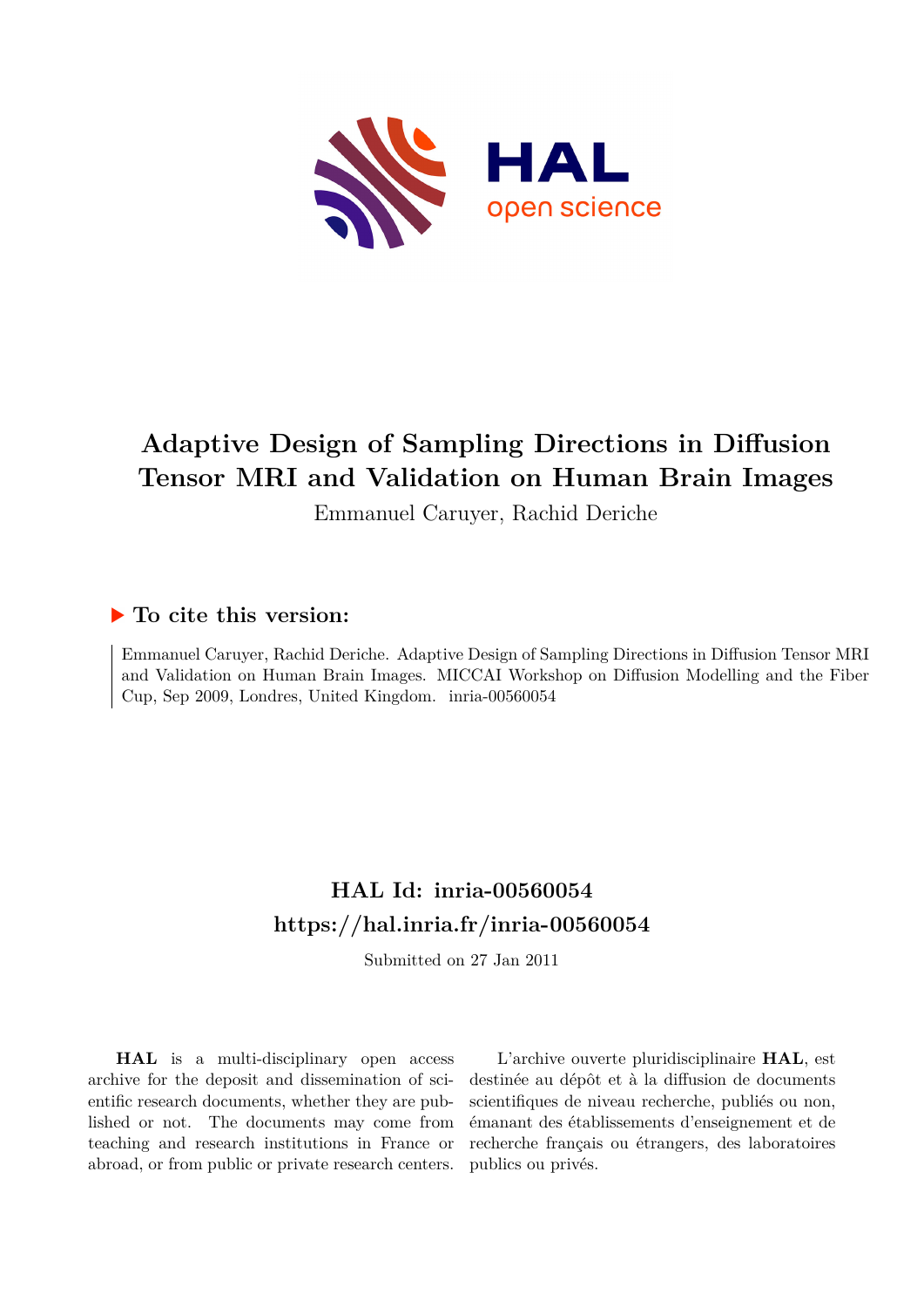# Adaptive Design of Sampling Directions in Diffusion Tensor MRI and Validation on Human Brain Images

Emmanuel Caruyer, Rachid Deriche

## ▶ To cite this version:

Emmanuel Caruyer, Rachid Deriche. Adaptive Design of Sampling Directions in Diffusion Tensor MRI and Validation on Human Brain Images. MICCAI Workshop on Diffusion Modelling and the Fiber Cup, Sep 2009, Londres, United Kingdom. inria-00560054

## HAL Id: inria-00560054
## https://hal.inria.fr/inria-00560054

Submitted on 27 Jan 2011

**HAL** is a multi-disciplinary open access archive for the deposit and dissemination of scientific research documents, whether they are published or not. The documents may come from teaching and research institutions in France or abroad, or from public or private research centers.

L'archive ouverte pluridisciplinaire **HAL**, est destinée au dépôt et à la diffusion de documents scientifiques de niveau recherche, publiés ou non, émanant des établissements d'enseignement et de recherche français ou étrangers, des laboratoires publics ou privés.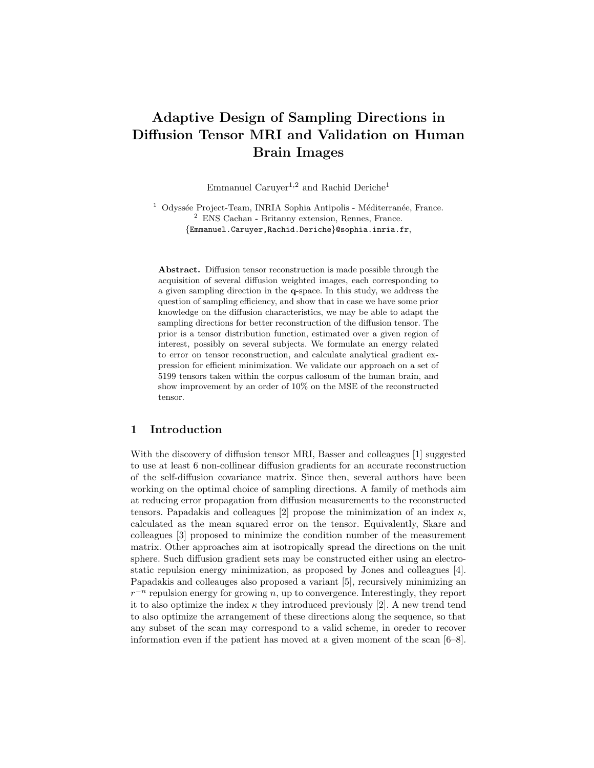# Adaptive Design of Sampling Directions in Diffusion Tensor MRI and Validation on Human Brain Images

Emmanuel Caruyer[1,2] and Rachid Deriche[1]

[1] Odyssée Project-Team, INRIA Sophia Antipolis - Méditerranée, France.
[2] ENS Cachan - Britanny extension, Rennes, France.
{Emmanuel.Caruyer,Rachid.Deriche}@sophia.inria.fr,

**Abstract.** Diffusion tensor reconstruction is made possible through the acquisition of several diffusion weighted images, each corresponding to a given sampling direction in the **q**-space. In this study, we address the question of sampling efficiency, and show that in case we have some prior knowledge on the diffusion characteristics, we may be able to adapt the sampling directions for better reconstruction of the diffusion tensor. The prior is a tensor distribution function, estimated over a given region of interest, possibly on several subjects. We formulate an energy related to error on tensor reconstruction, and calculate analytical gradient expression for efficient minimization. We validate our approach on a set of 5199 tensors taken within the corpus callosum of the human brain, and show improvement by an order of 10% on the MSE of the reconstructed tensor.

## 1 Introduction

With the discovery of diffusion tensor MRI, Basser and colleagues [1] suggested to use at least 6 non-collinear diffusion gradients for an accurate reconstruction of the self-diffusion covariance matrix. Since then, several authors have been working on the optimal choice of sampling directions. A family of methods aim at reducing error propagation from diffusion measurements to the reconstructed tensors. Papadakis and colleagues [2] propose the minimization of an index $\kappa$, calculated as the mean squared error on the tensor. Equivalently, Skare and colleagues [3] proposed to minimize the condition number of the measurement matrix. Other approaches aim at isotropically spread the directions on the unit sphere. Such diffusion gradient sets may be constructed either using an electrostatic repulsion energy minimization, as proposed by Jones and colleagues [4]. Papadakis and colleauges also proposed a variant [5], recursively minimizing an $r^{-n}$ repulsion energy for growing $n$, up to convergence. Interestingly, they report it to also optimize the index $\kappa$ they introduced previously [2]. A new trend tend to also optimize the arrangement of these directions along the sequence, so that any subset of the scan may correspond to a valid scheme, in oreder to recover information even if the patient has moved at a given moment of the scan [6–8].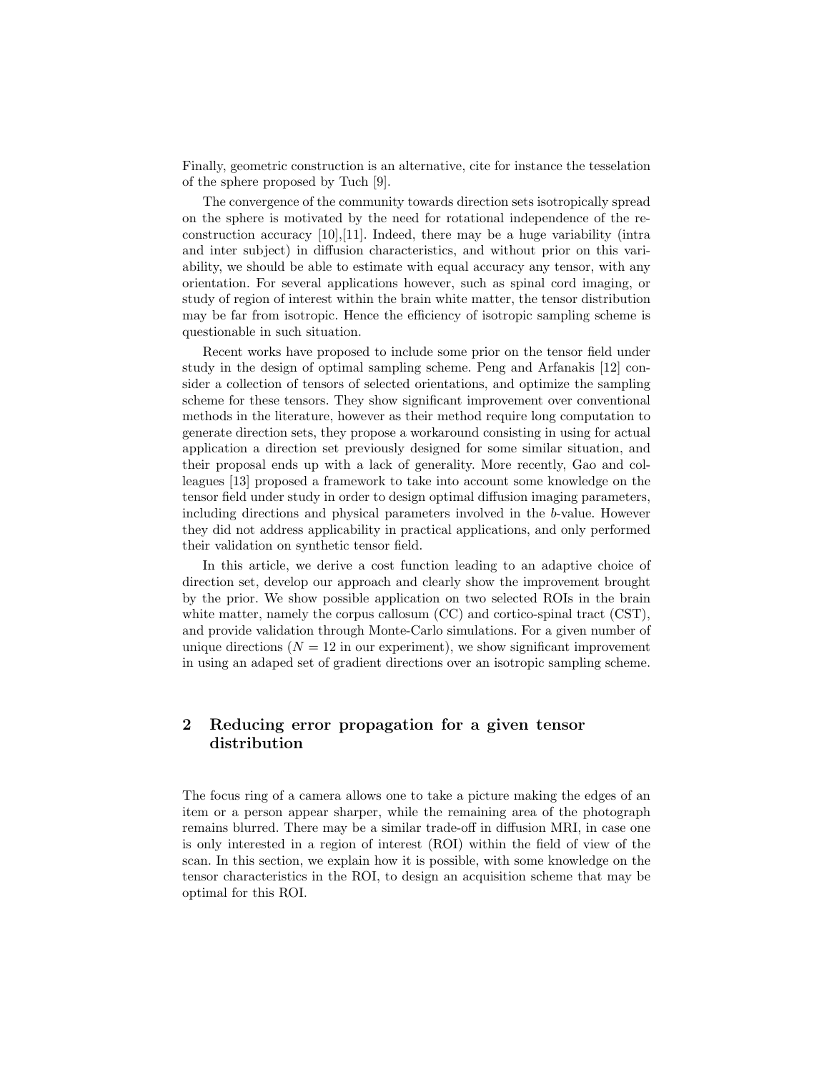Finally, geometric construction is an alternative, cite for instance the tesselation of the sphere proposed by Tuch [9].

The convergence of the community towards direction sets isotropically spread on the sphere is motivated by the need for rotational independence of the reconstruction accuracy [10],[11]. Indeed, there may be a huge variability (intra and inter subject) in diffusion characteristics, and without prior on this variability, we should be able to estimate with equal accuracy any tensor, with any orientation. For several applications however, such as spinal cord imaging, or study of region of interest within the brain white matter, the tensor distribution may be far from isotropic. Hence the efficiency of isotropic sampling scheme is questionable in such situation.

Recent works have proposed to include some prior on the tensor field under study in the design of optimal sampling scheme. Peng and Arfanakis [12] consider a collection of tensors of selected orientations, and optimize the sampling scheme for these tensors. They show significant improvement over conventional methods in the literature, however as their method require long computation to generate direction sets, they propose a workaround consisting in using for actual application a direction set previously designed for some similar situation, and their proposal ends up with a lack of generality. More recently, Gao and colleagues [13] proposed a framework to take into account some knowledge on the tensor field under study in order to design optimal diffusion imaging parameters, including directions and physical parameters involved in the $b$-value. However they did not address applicability in practical applications, and only performed their validation on synthetic tensor field.

In this article, we derive a cost function leading to an adaptive choice of direction set, develop our approach and clearly show the improvement brought by the prior. We show possible application on two selected ROIs in the brain white matter, namely the corpus callosum (CC) and cortico-spinal tract (CST), and provide validation through Monte-Carlo simulations. For a given number of unique directions ($N = 12$ in our experiment), we show significant improvement in using an adaped set of gradient directions over an isotropic sampling scheme.

## 2 Reducing error propagation for a given tensor distribution

The focus ring of a camera allows one to take a picture making the edges of an item or a person appear sharper, while the remaining area of the photograph remains blurred. There may be a similar trade-off in diffusion MRI, in case one is only interested in a region of interest (ROI) within the field of view of the scan. In this section, we explain how it is possible, with some knowledge on the tensor characteristics in the ROI, to design an acquisition scheme that may be optimal for this ROI.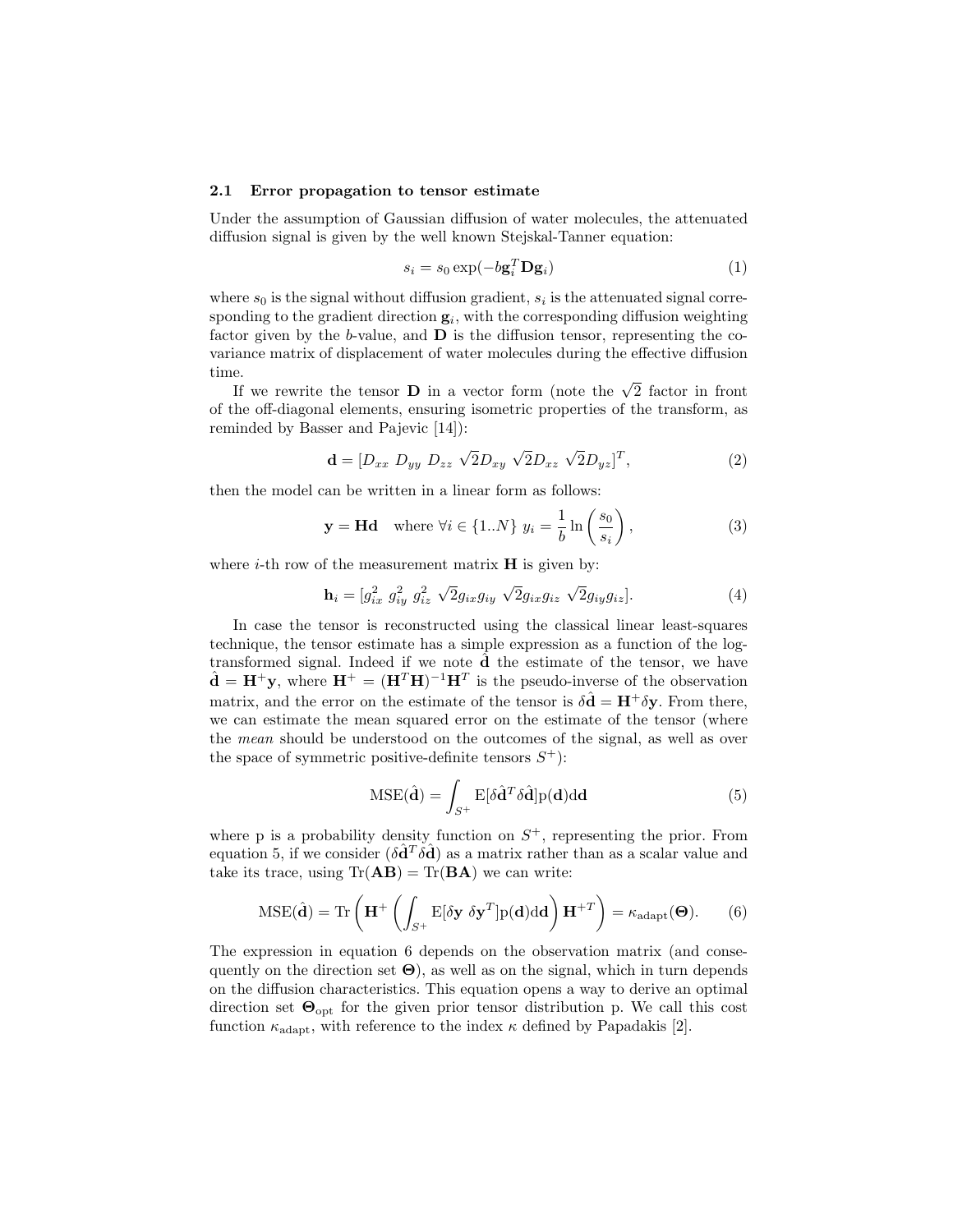### 2.1 Error propagation to tensor estimate

Under the assumption of Gaussian diffusion of water molecules, the attenuated diffusion signal is given by the well known Stejskal-Tanner equation:

$$s_i = s_0 \exp(-b\mathbf{g}_i^T \mathbf{D} \mathbf{g}_i) \tag{1}$$

where $s_0$ is the signal without diffusion gradient, $s_i$ is the attenuated signal corresponding to the gradient direction $\mathbf{g}_i$, with the corresponding diffusion weighting factor given by the $b$-value, and $\mathbf{D}$ is the diffusion tensor, representing the covariance matrix of displacement of water molecules during the effective diffusion time.

If we rewrite the tensor $\mathbf{D}$ in a vector form (note the $\sqrt{2}$ factor in front of the off-diagonal elements, ensuring isometric properties of the transform, as reminded by Basser and Pajevic [14]):

$$\mathbf{d} = [D_{xx}\ D_{yy}\ D_{zz}\ \sqrt{2}D_{xy}\ \sqrt{2}D_{xz}\ \sqrt{2}D_{yz}]^T, \tag{2}$$

then the model can be written in a linear form as follows:

$$\mathbf{y} = \mathbf{H}\mathbf{d} \quad \text{where } \forall i \in \{1..N\}\ y_i = \frac{1}{b} \ln\left(\frac{s_0}{s_i}\right), \tag{3}$$

where $i$-th row of the measurement matrix $\mathbf{H}$ is given by:

$$\mathbf{h}_i = [g_{ix}^2\ g_{iy}^2\ g_{iz}^2\ \sqrt{2}g_{ix}g_{iy}\ \sqrt{2}g_{ix}g_{iz}\ \sqrt{2}g_{iy}g_{iz}]. \tag{4}$$

In case the tensor is reconstructed using the classical linear least-squares technique, the tensor estimate has a simple expression as a function of the log-transformed signal. Indeed if we note $\hat{\mathbf{d}}$ the estimate of the tensor, we have $\hat{\mathbf{d}} = \mathbf{H}^+ \mathbf{y}$, where $\mathbf{H}^+ = (\mathbf{H}^T\mathbf{H})^{-1}\mathbf{H}^T$ is the pseudo-inverse of the observation matrix, and the error on the estimate of the tensor is $\delta\hat{\mathbf{d}} = \mathbf{H}^+ \delta\mathbf{y}$. From there, we can estimate the mean squared error on the estimate of the tensor (where the *mean* should be understood on the outcomes of the signal, as well as over the space of symmetric positive-definite tensors $S^+$):

$$\text{MSE}(\hat{\mathbf{d}}) = \int_{S^+} \text{E}[\delta\hat{\mathbf{d}}^T \delta\hat{\mathbf{d}}] \text{p}(\mathbf{d}) \text{d}\mathbf{d} \tag{5}$$

where p is a probability density function on $S^+$, representing the prior. From equation 5, if we consider $(\delta\hat{\mathbf{d}}^T \delta\hat{\mathbf{d}})$ as a matrix rather than as a scalar value and take its trace, using $\text{Tr}(\mathbf{AB}) = \text{Tr}(\mathbf{BA})$ we can write:

$$\text{MSE}(\hat{\mathbf{d}}) = \text{Tr}\left(\mathbf{H}^+ \left(\int_{S^+} \text{E}[\delta\mathbf{y}\ \delta\mathbf{y}^T] \text{p}(\mathbf{d}) \text{d}\mathbf{d}\right) \mathbf{H}^{+T}\right) = \kappa_{\text{adapt}}(\mathbf{\Theta}). \tag{6}$$

The expression in equation 6 depends on the observation matrix (and consequently on the direction set $\mathbf{\Theta}$), as well as on the signal, which in turn depends on the diffusion characteristics. This equation opens a way to derive an optimal direction set $\mathbf{\Theta}_{\text{opt}}$ for the given prior tensor distribution p. We call this cost function $\kappa_{\text{adapt}}$, with reference to the index $\kappa$ defined by Papadakis [2].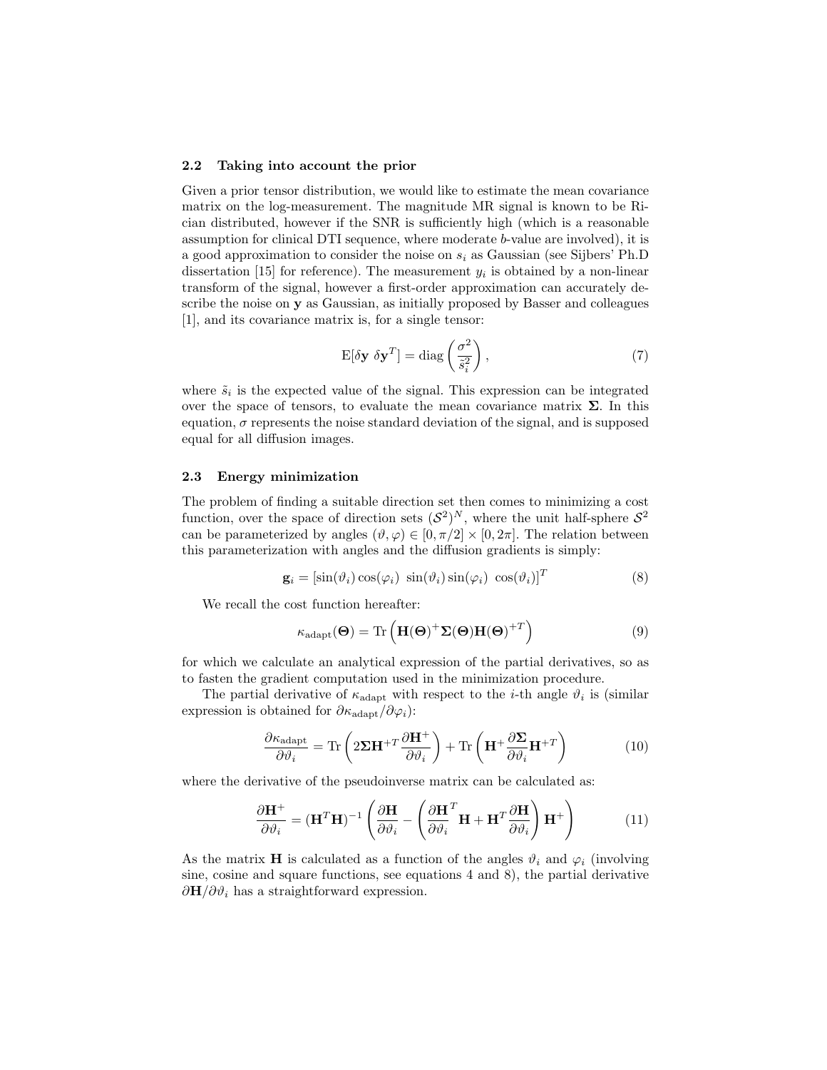### 2.2 Taking into account the prior

Given a prior tensor distribution, we would like to estimate the mean covariance matrix on the log-measurement. The magnitude MR signal is known to be Rician distributed, however if the SNR is sufficiently high (which is a reasonable assumption for clinical DTI sequence, where moderate $b$-value are involved), it is a good approximation to consider the noise on $s_i$ as Gaussian (see Sijbers' Ph.D dissertation [15] for reference). The measurement $y_i$ is obtained by a non-linear transform of the signal, however a first-order approximation can accurately describe the noise on $\mathbf{y}$ as Gaussian, as initially proposed by Basser and colleagues [1], and its covariance matrix is, for a single tensor:

$$\mathrm{E}[\delta\mathbf{y}\ \delta\mathbf{y}^T] = \mathrm{diag}\left(\frac{\sigma^2}{\tilde{s}_i^2}\right), \tag{7}$$

where $\tilde{s}_i$ is the expected value of the signal. This expression can be integrated over the space of tensors, to evaluate the mean covariance matrix $\mathbf{\Sigma}$. In this equation, $\sigma$ represents the noise standard deviation of the signal, and is supposed equal for all diffusion images.

### 2.3 Energy minimization

The problem of finding a suitable direction set then comes to minimizing a cost function, over the space of direction sets $(\mathcal{S}^2)^N$, where the unit half-sphere $\mathcal{S}^2$ can be parameterized by angles $(\vartheta, \varphi) \in [0, \pi/2] \times [0, 2\pi]$. The relation between this parameterization with angles and the diffusion gradients is simply:

$$\mathbf{g}_i = [\sin(\vartheta_i)\cos(\varphi_i)\ \ \sin(\vartheta_i)\sin(\varphi_i)\ \ \cos(\vartheta_i)]^T \tag{8}$$

We recall the cost function hereafter:

$$\kappa_{\mathrm{adapt}}(\mathbf{\Theta}) = \mathrm{Tr}\left(\mathbf{H}(\mathbf{\Theta})^+ \mathbf{\Sigma}(\mathbf{\Theta}) \mathbf{H}(\mathbf{\Theta})^{+T}\right) \tag{9}$$

for which we calculate an analytical expression of the partial derivatives, so as to fasten the gradient computation used in the minimization procedure.

The partial derivative of $\kappa_{\mathrm{adapt}}$ with respect to the $i$-th angle $\vartheta_i$ is (similar expression is obtained for $\partial\kappa_{\mathrm{adapt}}/\partial\varphi_i$):

$$\frac{\partial\kappa_{\mathrm{adapt}}}{\partial\vartheta_i} = \mathrm{Tr}\left(2\mathbf{\Sigma}\mathbf{H}^{+T}\frac{\partial\mathbf{H}^+}{\partial\vartheta_i}\right) + \mathrm{Tr}\left(\mathbf{H}^+\frac{\partial\mathbf{\Sigma}}{\partial\vartheta_i}\mathbf{H}^{+T}\right) \tag{10}$$

where the derivative of the pseudoinverse matrix can be calculated as:

$$\frac{\partial\mathbf{H}^+}{\partial\vartheta_i} = (\mathbf{H}^T\mathbf{H})^{-1}\left(\frac{\partial\mathbf{H}}{\partial\vartheta_i} - \left(\frac{\partial\mathbf{H}}{\partial\vartheta_i}^T\mathbf{H} + \mathbf{H}^T\frac{\partial\mathbf{H}}{\partial\vartheta_i}\right)\mathbf{H}^+\right) \tag{11}$$

As the matrix $\mathbf{H}$ is calculated as a function of the angles $\vartheta_i$ and $\varphi_i$ (involving sine, cosine and square functions, see equations 4 and 8), the partial derivative $\partial\mathbf{H}/\partial\vartheta_i$ has a straightforward expression.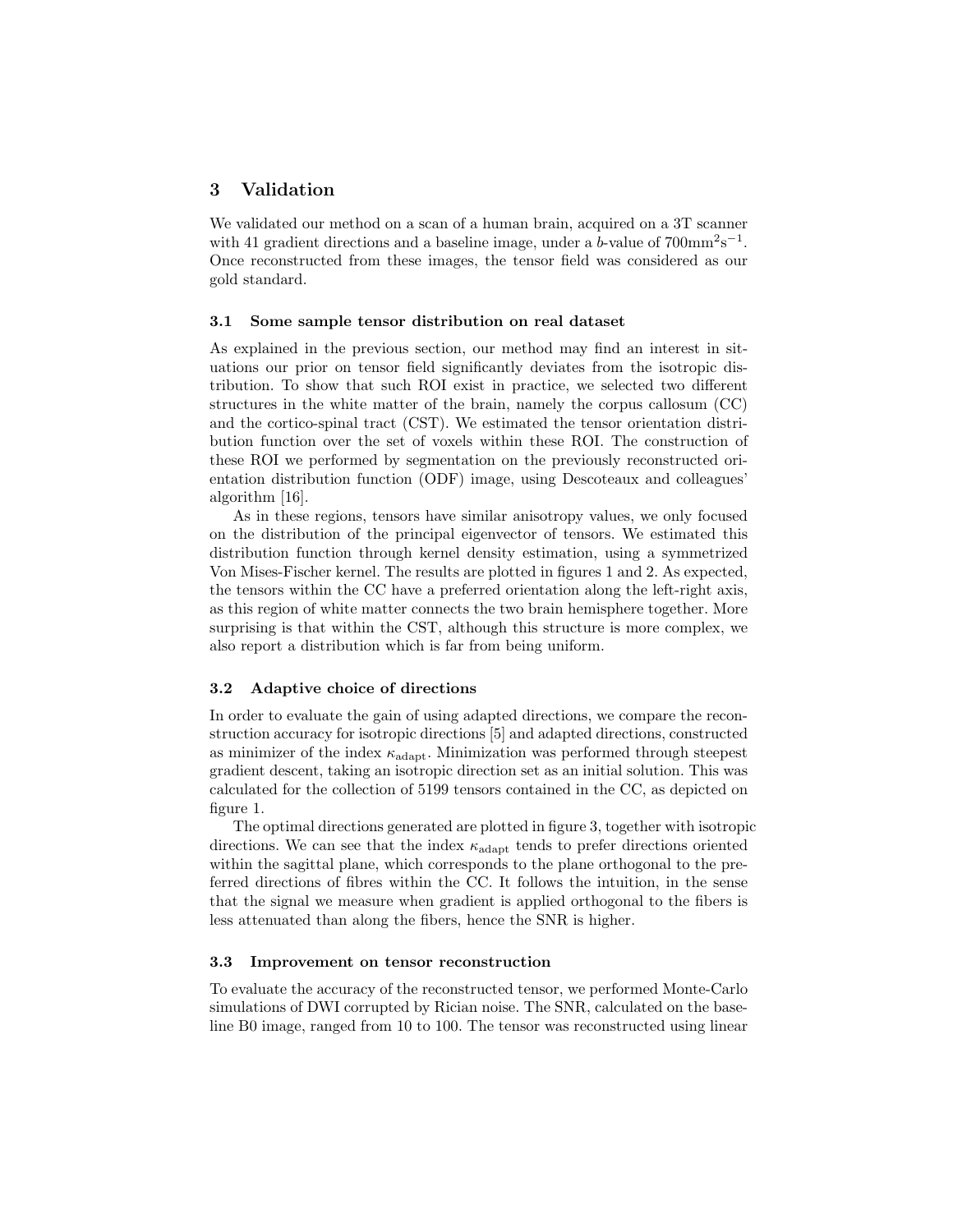## 3 Validation

We validated our method on a scan of a human brain, acquired on a 3T scanner with 41 gradient directions and a baseline image, under a $b$-value of $700\text{mm}^2\text{s}^{-1}$. Once reconstructed from these images, the tensor field was considered as our gold standard.

### 3.1 Some sample tensor distribution on real dataset

As explained in the previous section, our method may find an interest in situations our prior on tensor field significantly deviates from the isotropic distribution. To show that such ROI exist in practice, we selected two different structures in the white matter of the brain, namely the corpus callosum (CC) and the cortico-spinal tract (CST). We estimated the tensor orientation distribution function over the set of voxels within these ROI. The construction of these ROI we performed by segmentation on the previously reconstructed orientation distribution function (ODF) image, using Descoteaux and colleagues' algorithm [16].

As in these regions, tensors have similar anisotropy values, we only focused on the distribution of the principal eigenvector of tensors. We estimated this distribution function through kernel density estimation, using a symmetrized Von Mises-Fischer kernel. The results are plotted in figures 1 and 2. As expected, the tensors within the CC have a preferred orientation along the left-right axis, as this region of white matter connects the two brain hemisphere together. More surprising is that within the CST, although this structure is more complex, we also report a distribution which is far from being uniform.

### 3.2 Adaptive choice of directions

In order to evaluate the gain of using adapted directions, we compare the reconstruction accuracy for isotropic directions [5] and adapted directions, constructed as minimizer of the index $\kappa_{\text{adapt}}$. Minimization was performed through steepest gradient descent, taking an isotropic direction set as an initial solution. This was calculated for the collection of 5199 tensors contained in the CC, as depicted on figure 1.

The optimal directions generated are plotted in figure 3, together with isotropic directions. We can see that the index $\kappa_{\text{adapt}}$ tends to prefer directions oriented within the sagittal plane, which corresponds to the plane orthogonal to the preferred directions of fibres within the CC. It follows the intuition, in the sense that the signal we measure when gradient is applied orthogonal to the fibers is less attenuated than along the fibers, hence the SNR is higher.

### 3.3 Improvement on tensor reconstruction

To evaluate the accuracy of the reconstructed tensor, we performed Monte-Carlo simulations of DWI corrupted by Rician noise. The SNR, calculated on the baseline B0 image, ranged from 10 to 100. The tensor was reconstructed using linear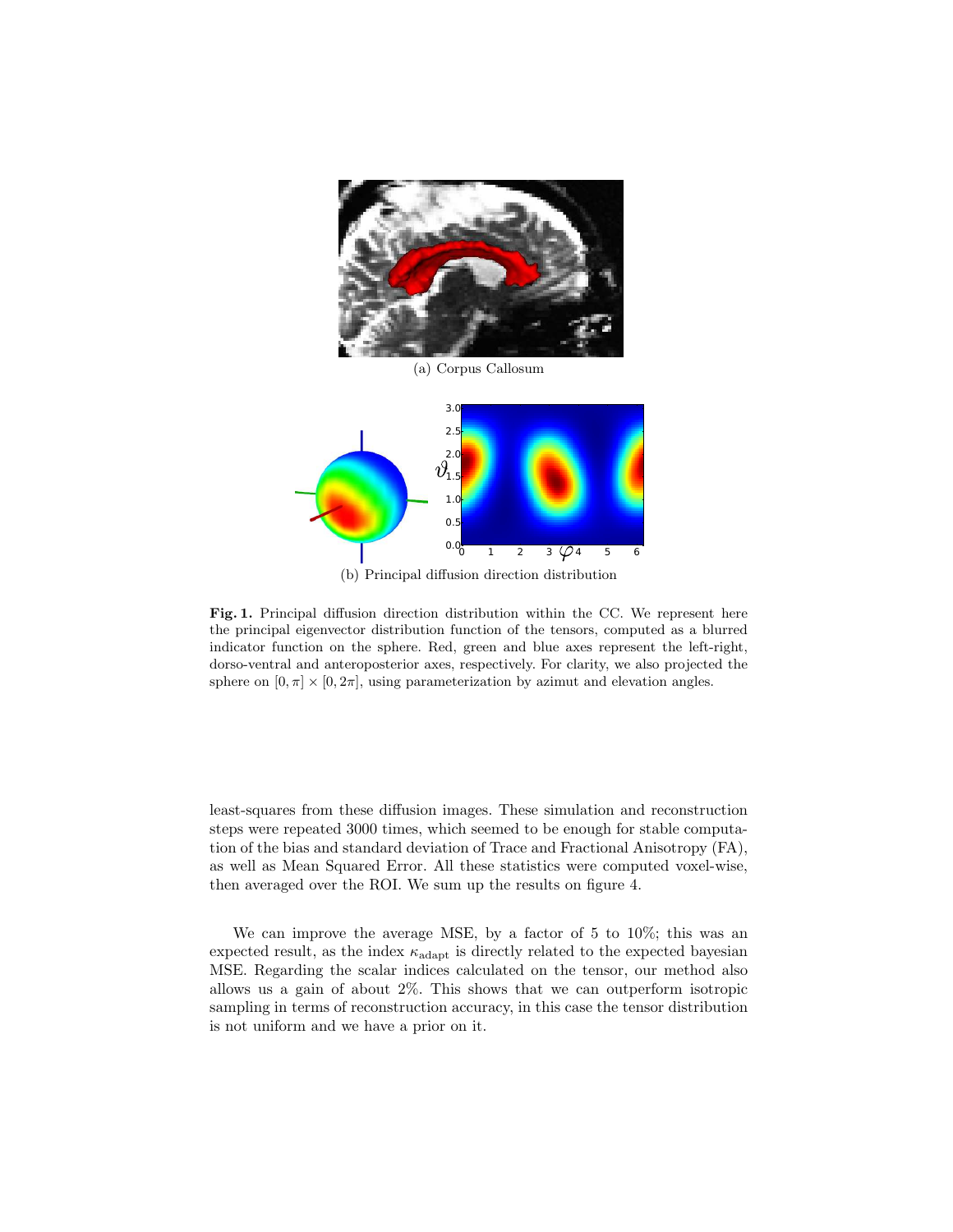(a) Corpus Callosum

(b) Principal diffusion direction distribution

**Fig. 1.** Principal diffusion direction distribution within the CC. We represent here the principal eigenvector distribution function of the tensors, computed as a blurred indicator function on the sphere. Red, green and blue axes represent the left-right, dorso-ventral and anteroposterior axes, respectively. For clarity, we also projected the sphere on $[0, \pi] \times [0, 2\pi]$, using parameterization by azimut and elevation angles.

least-squares from these diffusion images. These simulation and reconstruction steps were repeated 3000 times, which seemed to be enough for stable computation of the bias and standard deviation of Trace and Fractional Anisotropy (FA), as well as Mean Squared Error. All these statistics were computed voxel-wise, then averaged over the ROI. We sum up the results on figure 4.

We can improve the average MSE, by a factor of 5 to 10%; this was an expected result, as the index $\kappa_{\text{adapt}}$ is directly related to the expected bayesian MSE. Regarding the scalar indices calculated on the tensor, our method also allows us a gain of about 2%. This shows that we can outperform isotropic sampling in terms of reconstruction accuracy, in this case the tensor distribution is not uniform and we have a prior on it.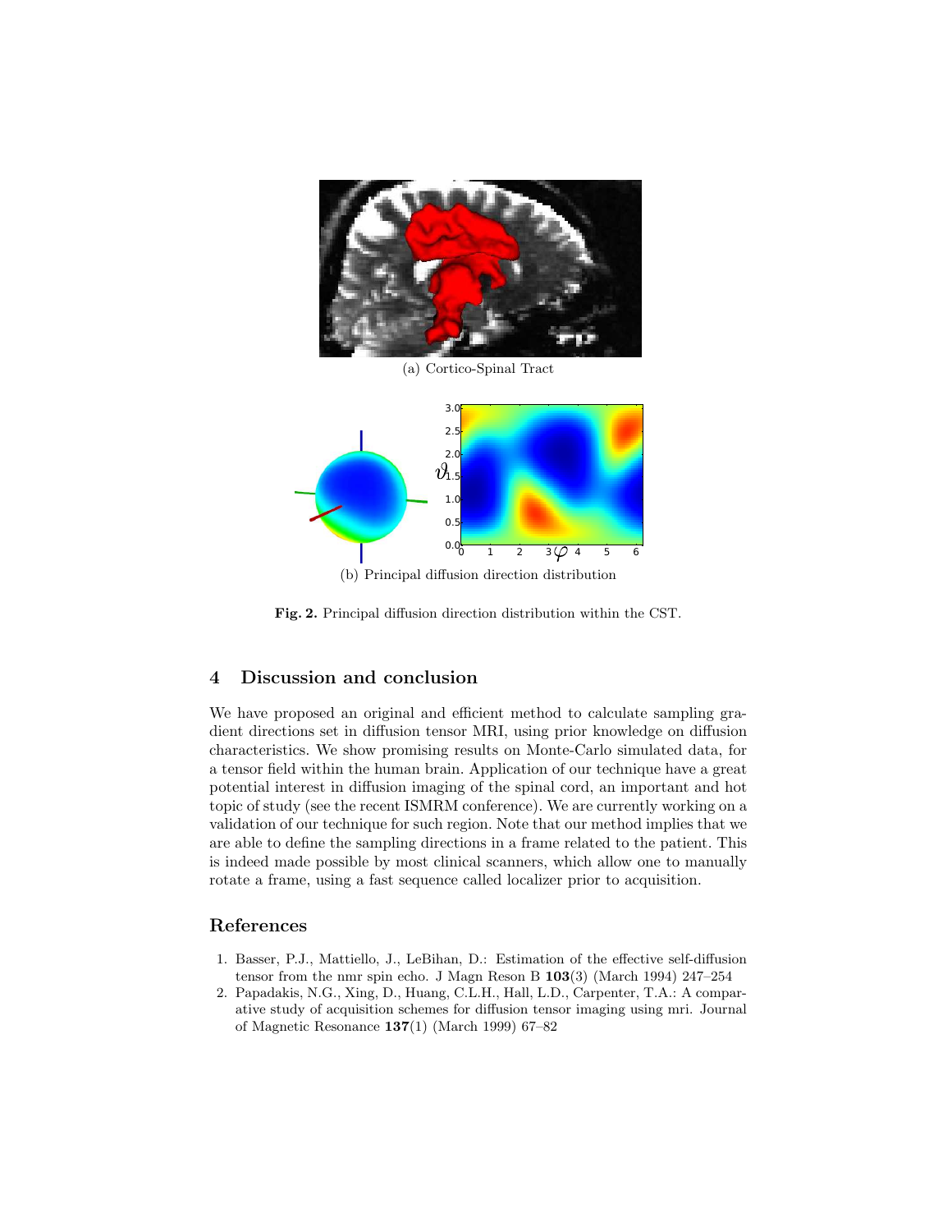(a) Cortico-Spinal Tract

(b) Principal diffusion direction distribution

**Fig. 2.** Principal diffusion direction distribution within the CST.

## 4 Discussion and conclusion

We have proposed an original and efficient method to calculate sampling gradient directions set in diffusion tensor MRI, using prior knowledge on diffusion characteristics. We show promising results on Monte-Carlo simulated data, for a tensor field within the human brain. Application of our technique have a great potential interest in diffusion imaging of the spinal cord, an important and hot topic of study (see the recent ISMRM conference). We are currently working on a validation of our technique for such region. Note that our method implies that we are able to define the sampling directions in a frame related to the patient. This is indeed made possible by most clinical scanners, which allow one to manually rotate a frame, using a fast sequence called localizer prior to acquisition.

## References

1. Basser, P.J., Mattiello, J., LeBihan, D.: Estimation of the effective self-diffusion tensor from the nmr spin echo. J Magn Reson B **103**(3) (March 1994) 247–254
2. Papadakis, N.G., Xing, D., Huang, C.L.H., Hall, L.D., Carpenter, T.A.: A comparative study of acquisition schemes for diffusion tensor imaging using mri. Journal of Magnetic Resonance **137**(1) (March 1999) 67–82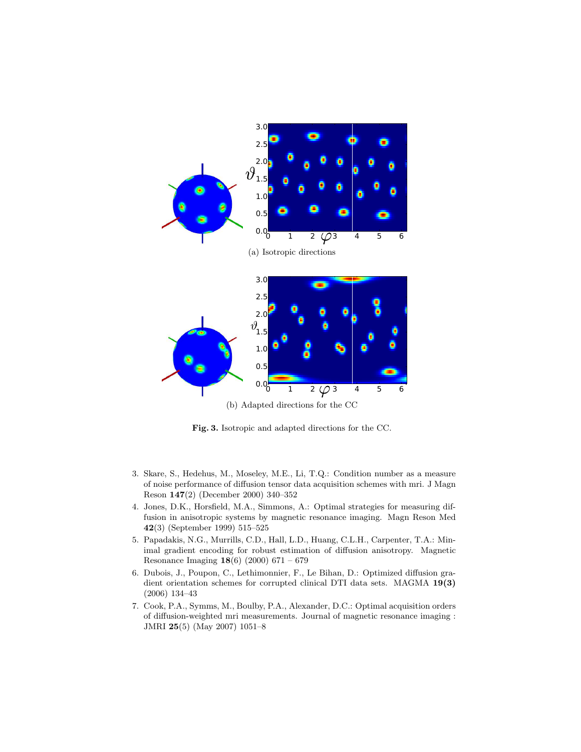(a) Isotropic directions

(b) Adapted directions for the CC

**Fig. 3.** Isotropic and adapted directions for the CC.

3. Skare, S., Hedehus, M., Moseley, M.E., Li, T.Q.: Condition number as a measure of noise performance of diffusion tensor data acquisition schemes with mri. J Magn Reson **147**(2) (December 2000) 340–352
4. Jones, D.K., Horsfield, M.A., Simmons, A.: Optimal strategies for measuring diffusion in anisotropic systems by magnetic resonance imaging. Magn Reson Med **42**(3) (September 1999) 515–525
5. Papadakis, N.G., Murrills, C.D., Hall, L.D., Huang, C.L.H., Carpenter, T.A.: Minimal gradient encoding for robust estimation of diffusion anisotropy. Magnetic Resonance Imaging **18**(6) (2000) 671 – 679
6. Dubois, J., Poupon, C., Lethimonnier, F., Le Bihan, D.: Optimized diffusion gradient orientation schemes for corrupted clinical DTI data sets. MAGMA **19(3)** (2006) 134–43
7. Cook, P.A., Symms, M., Boulby, P.A., Alexander, D.C.: Optimal acquisition orders of diffusion-weighted mri measurements. Journal of magnetic resonance imaging : JMRI **25**(5) (May 2007) 1051–8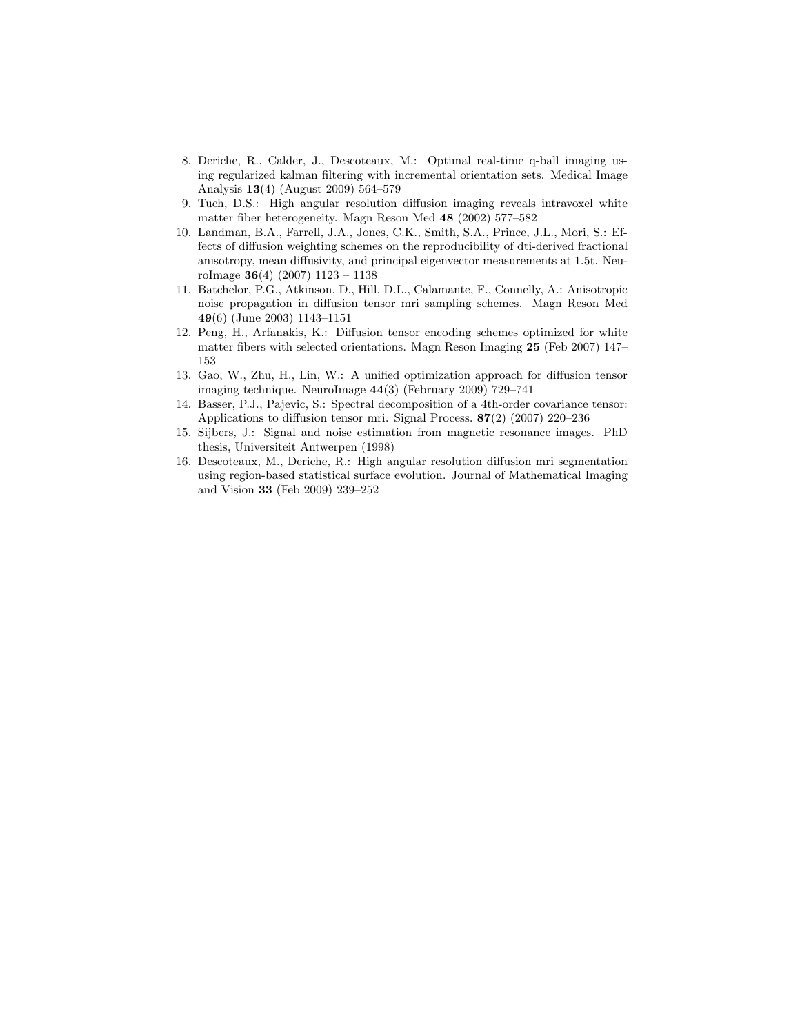8. Deriche, R., Calder, J., Descoteaux, M.: Optimal real-time q-ball imaging using regularized kalman filtering with incremental orientation sets. Medical Image Analysis **13**(4) (August 2009) 564–579
9. Tuch, D.S.: High angular resolution diffusion imaging reveals intravoxel white matter fiber heterogeneity. Magn Reson Med **48** (2002) 577–582
10. Landman, B.A., Farrell, J.A., Jones, C.K., Smith, S.A., Prince, J.L., Mori, S.: Effects of diffusion weighting schemes on the reproducibility of dti-derived fractional anisotropy, mean diffusivity, and principal eigenvector measurements at 1.5t. NeuroImage **36**(4) (2007) 1123 – 1138
11. Batchelor, P.G., Atkinson, D., Hill, D.L., Calamante, F., Connelly, A.: Anisotropic noise propagation in diffusion tensor mri sampling schemes. Magn Reson Med **49**(6) (June 2003) 1143–1151
12. Peng, H., Arfanakis, K.: Diffusion tensor encoding schemes optimized for white matter fibers with selected orientations. Magn Reson Imaging **25** (Feb 2007) 147–153
13. Gao, W., Zhu, H., Lin, W.: A unified optimization approach for diffusion tensor imaging technique. NeuroImage **44**(3) (February 2009) 729–741
14. Basser, P.J., Pajevic, S.: Spectral decomposition of a 4th-order covariance tensor: Applications to diffusion tensor mri. Signal Process. **87**(2) (2007) 220–236
15. Sijbers, J.: Signal and noise estimation from magnetic resonance images. PhD thesis, Universiteit Antwerpen (1998)
16. Descoteaux, M., Deriche, R.: High angular resolution diffusion mri segmentation using region-based statistical surface evolution. Journal of Mathematical Imaging and Vision **33** (Feb 2009) 239–252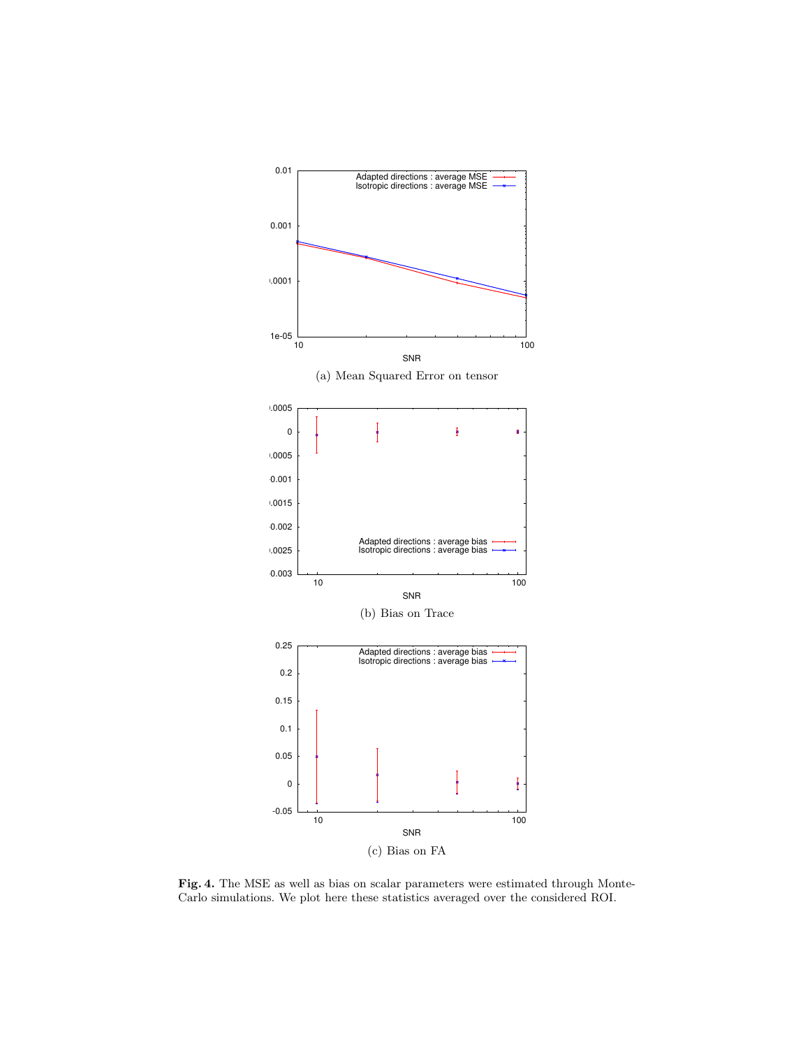0.01

Adapted directions : average MSE

Isotropic directions : average MSE

0.001

.0001

1e-05

10

100

SNR

(a) Mean Squared Error on tensor

.0005

0

.0005

-0.001

.0015

-0.002

.0025

-0.003

10

100

SNR

Adapted directions : average bias

Isotropic directions : average bias

(b) Bias on Trace

0.25

0.2

0.15

0.1

0.05

0

-0.05

10

100

SNR

Adapted directions : average bias

Isotropic directions : average bias

(c) Bias on FA

**Fig. 4.** The MSE as well as bias on scalar parameters were estimated through Monte-Carlo simulations. We plot here these statistics averaged over the considered ROI.